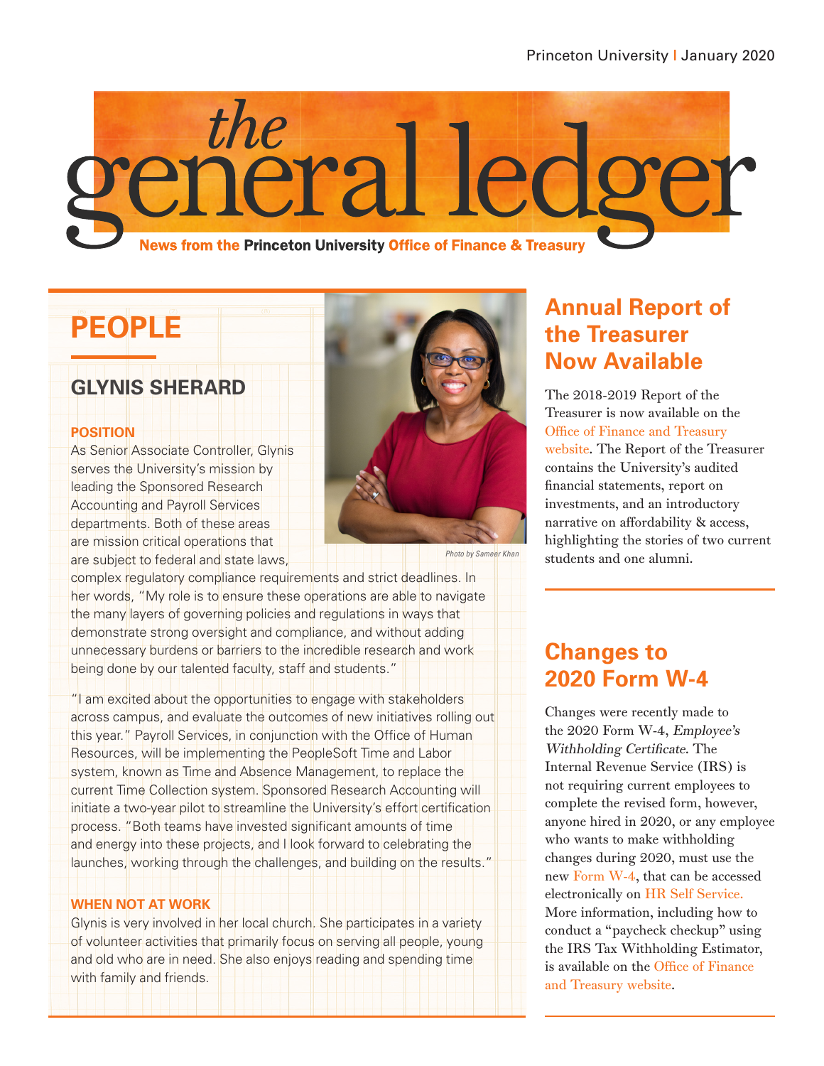# the general ledger

**News from the Princeton University Office of Finance & Treasury**

## PEOPLE

### GLYNIS SHERARD

**POSITION**

As Senior Associate Controller, Glynis serves the University's mission by leading the Sponsored Research Accounting and Payroll Services departments. Both of these areas are mission critical operations that are subject to federal and state laws, complex regulatory compliance requirements and strict deadlines. In her words, "My role is to ensure these operations are able to navigate the many layers of governing policies and regulations in ways that demonstrate strong oversight and compliance, and without adding unnecessary burdens or barriers to the incredible research and work being done by our talented faculty, staff and students."

*Photo by Sameer Khan*

"I am excited about the opportunities to engage with stakeholders across campus, and evaluate the outcomes of new initiatives rolling out this year." Payroll Services, in conjunction with the Office of Human Resources, will be implementing the PeopleSoft Time and Labor system, known as Time and Absence Management, to replace the current Time Collection system. Sponsored Research Accounting will initiate a two-year pilot to streamline the University's effort certification process. "Both teams have invested significant amounts of time and energy into these projects, and I look forward to celebrating the launches, working through the challenges, and building on the results."

**WHEN NOT AT WORK**

Glynis is very involved in her local church. She participates in a variety of volunteer activities that primarily focus on serving all people, young and old who are in need. She also enjoys reading and spending time with family and friends.

## Annual Report of the Treasurer Now Available

The 2018-2019 Report of the Treasurer is now available on the Office of Finance and Treasury website. The Report of the Treasurer contains the University's audited financial statements, report on investments, and an introductory narrative on affordability & access, highlighting the stories of two current students and one alumni.

## Changes to 2020 Form W-4

Changes were recently made to the 2020 Form W-4, *Employee's Withholding Certificate*. The Internal Revenue Service (IRS) is not requiring current employees to complete the revised form, however, anyone hired in 2020, or any employee who wants to make withholding changes during 2020, must use the new Form W-4, that can be accessed electronically on HR Self Service. More information, including how to conduct a "paycheck checkup" using the IRS Tax Withholding Estimator, is available on the Office of Finance and Treasury website.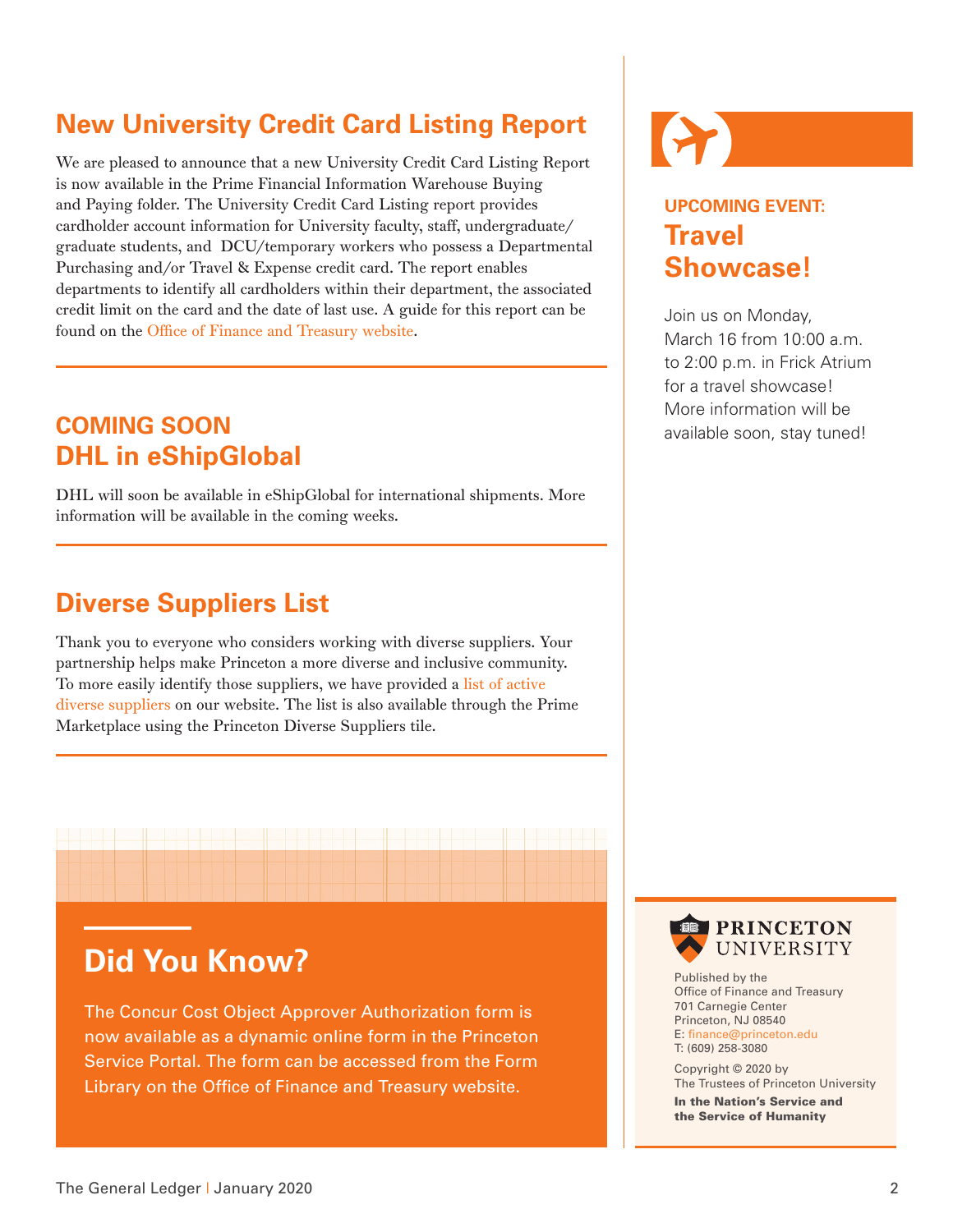## New University Credit Card Listing Report

We are pleased to announce that a new University Credit Card Listing Report is now available in the Prime Financial Information Warehouse Buying and Paying folder. The University Credit Card Listing report provides cardholder account information for University faculty, staff, undergraduate/graduate students, and DCU/temporary workers who possess a Departmental Purchasing and/or Travel & Expense credit card. The report enables departments to identify all cardholders within their department, the associated credit limit on the card and the date of last use. A guide for this report can be found on the Office of Finance and Treasury website.

## COMING SOON DHL in eShipGlobal

DHL will soon be available in eShipGlobal for international shipments. More information will be available in the coming weeks.

## Diverse Suppliers List

Thank you to everyone who considers working with diverse suppliers. Your partnership helps make Princeton a more diverse and inclusive community. To more easily identify those suppliers, we have provided a list of active diverse suppliers on our website. The list is also available through the Prime Marketplace using the Princeton Diverse Suppliers tile.

## Did You Know?

The Concur Cost Object Approver Authorization form is now available as a dynamic online form in the Princeton Service Portal. The form can be accessed from the Form Library on the Office of Finance and Treasury website.

### UPCOMING EVENT: Travel Showcase!

Join us on Monday, March 16 from 10:00 a.m. to 2:00 p.m. in Frick Atrium for a travel showcase! More information will be available soon, stay tuned!

PRINCETON UNIVERSITY

Published by the
Office of Finance and Treasury
701 Carnegie Center
Princeton, NJ 08540
E: finance@princeton.edu
T: (609) 258-3080

Copyright © 2020 by
The Trustees of Princeton University

**In the Nation's Service and the Service of Humanity**